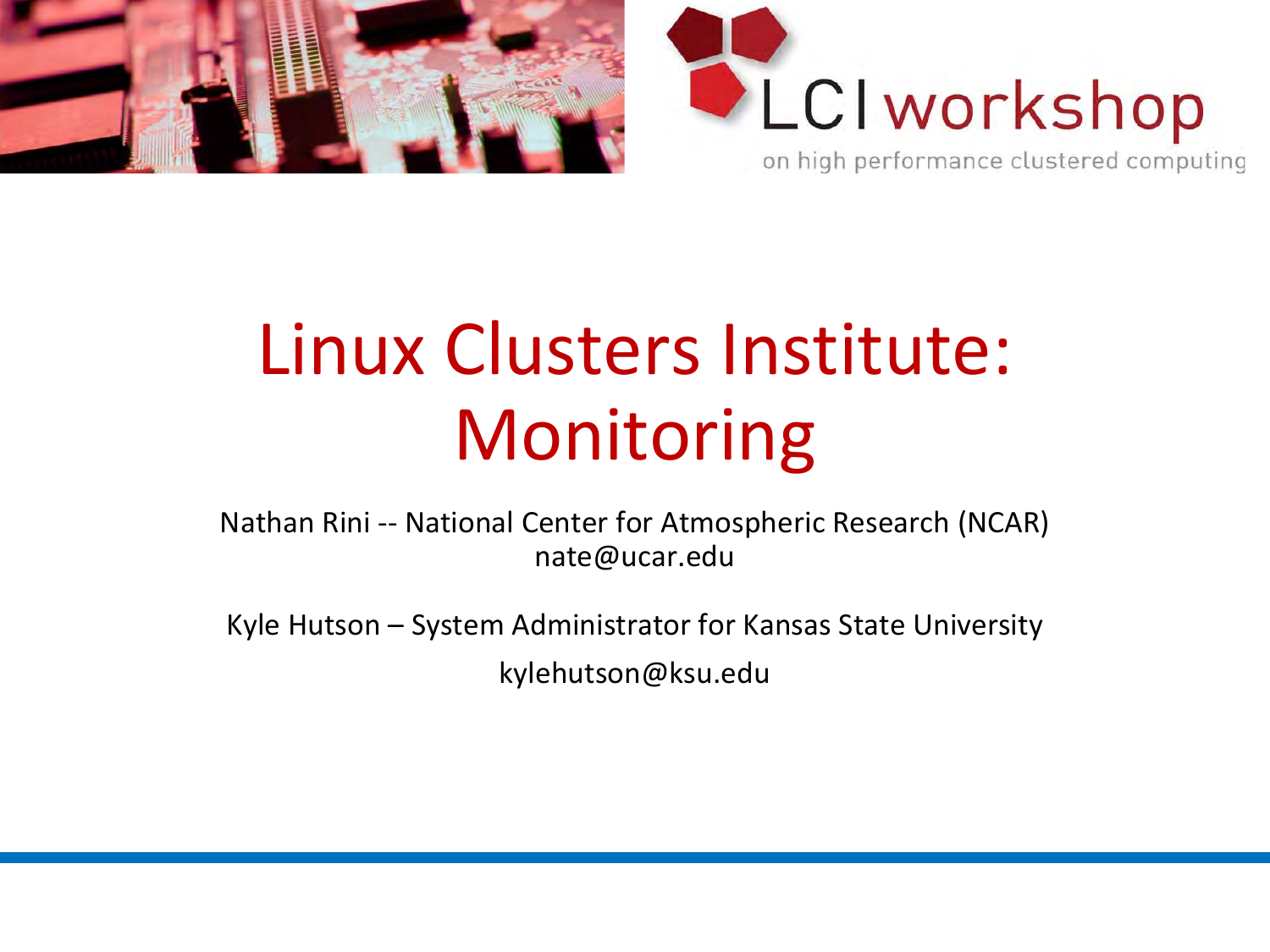LCI workshop

on high performance clustered computing

# Linux Clusters Institute: Monitoring

Nathan Rini -- National Center for Atmospheric Research (NCAR)
nate@ucar.edu

Kyle Hutson – System Administrator for Kansas State University

kylehutson@ksu.edu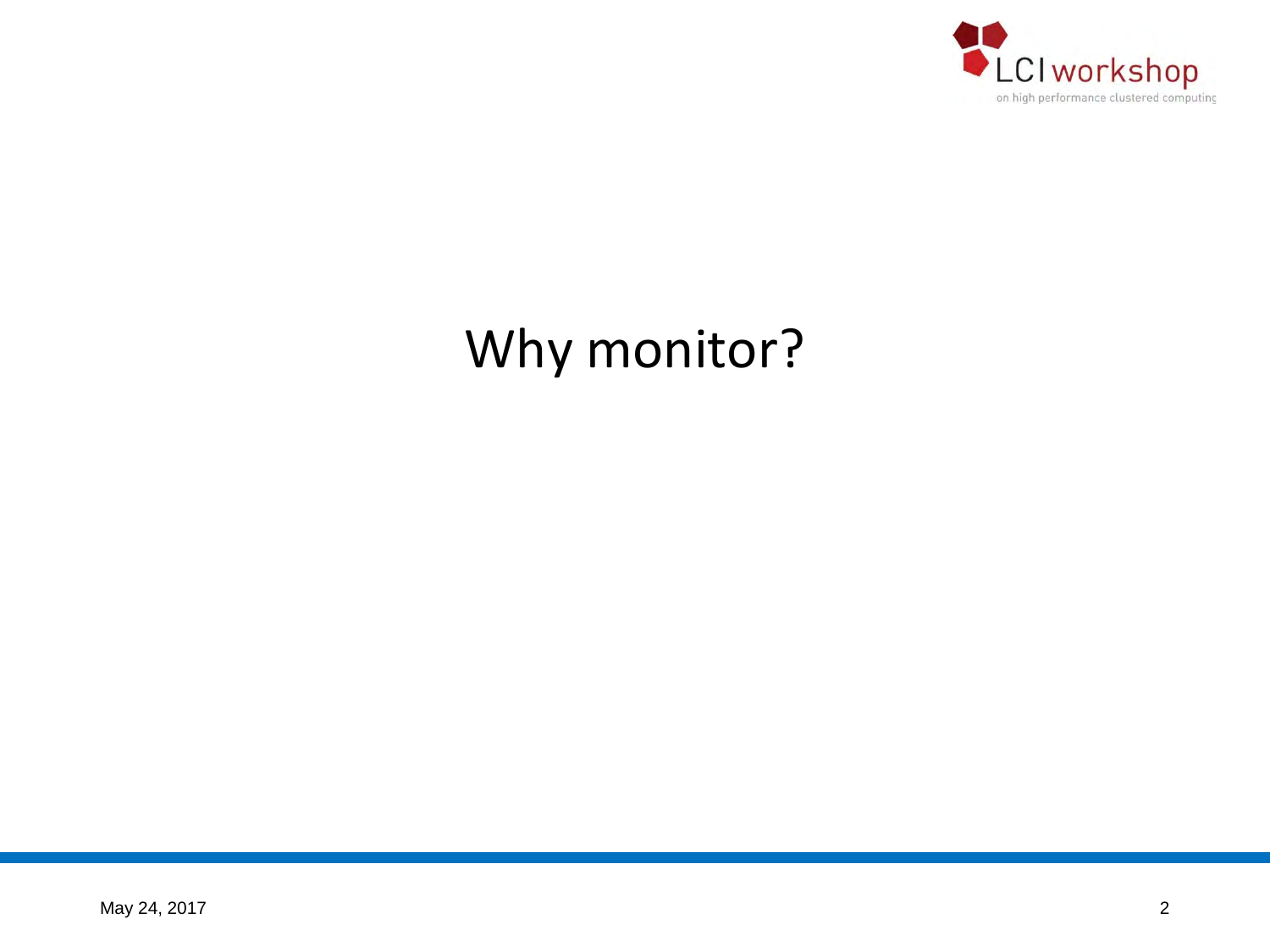# Why monitor?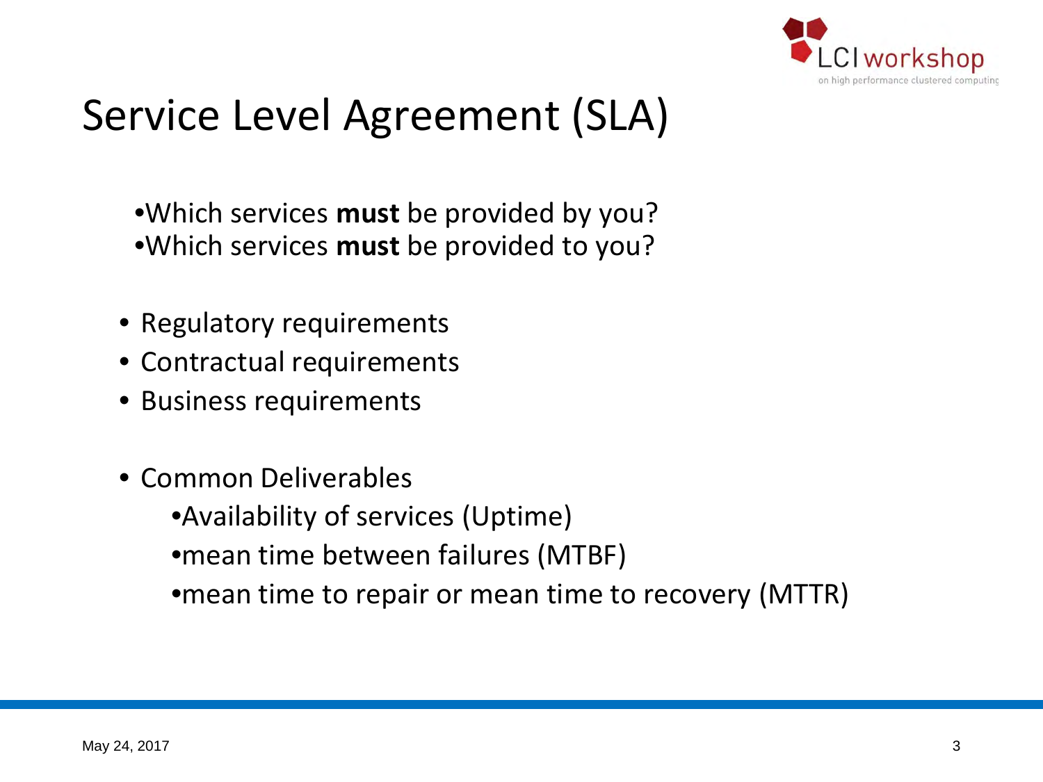# Service Level Agreement (SLA)

- Which services **must** be provided by you?
- Which services **must** be provided to you?

- Regulatory requirements
- Contractual requirements
- Business requirements

- Common Deliverables
  - Availability of services (Uptime)
  - mean time between failures (MTBF)
  - mean time to repair or mean time to recovery (MTTR)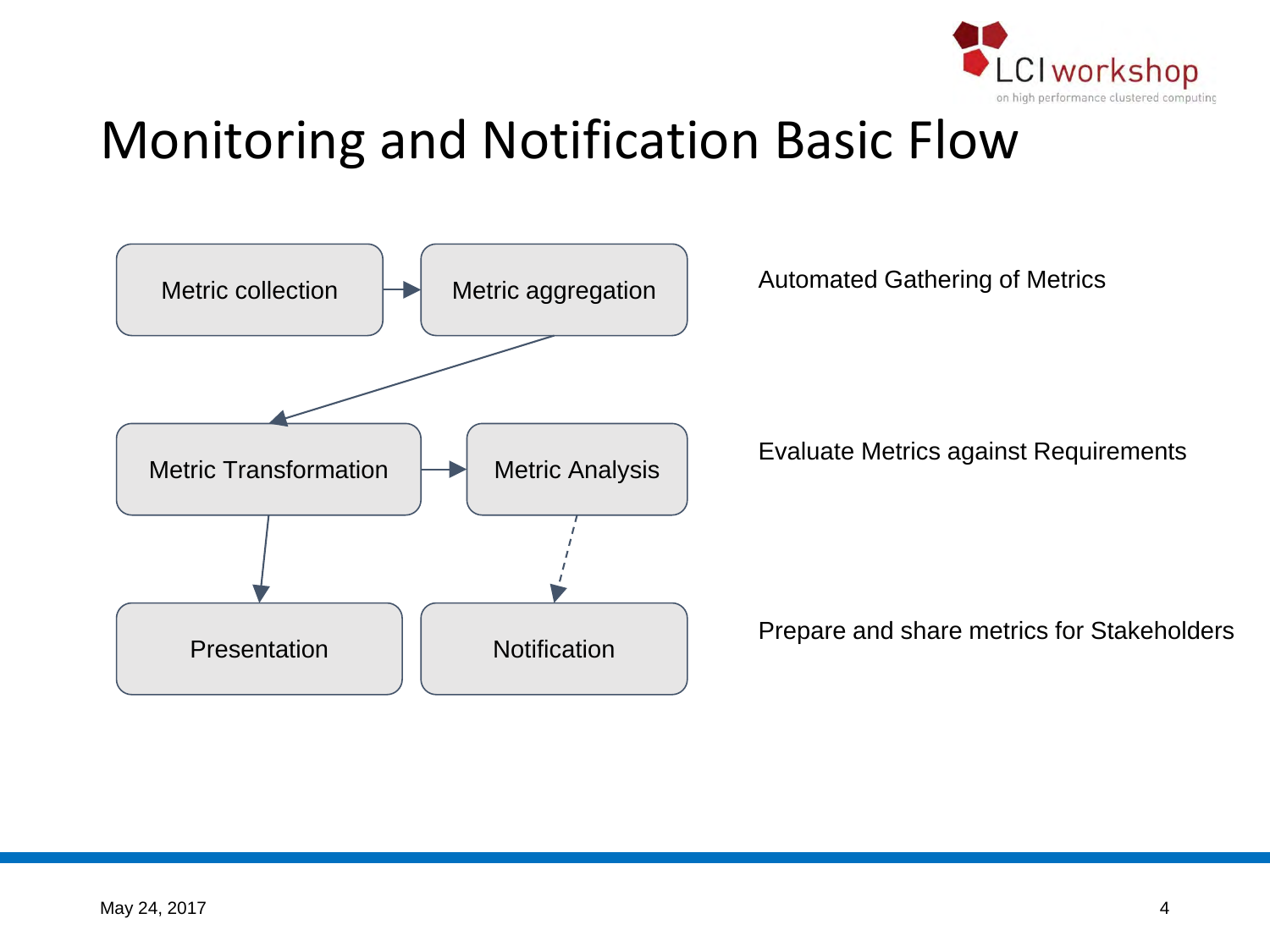# Monitoring and Notification Basic Flow

Metric collection → Metric aggregation

Metric Transformation → Metric Analysis

Presentation

Notification

Automated Gathering of Metrics

Evaluate Metrics against Requirements

Prepare and share metrics for Stakeholders

May 24, 2017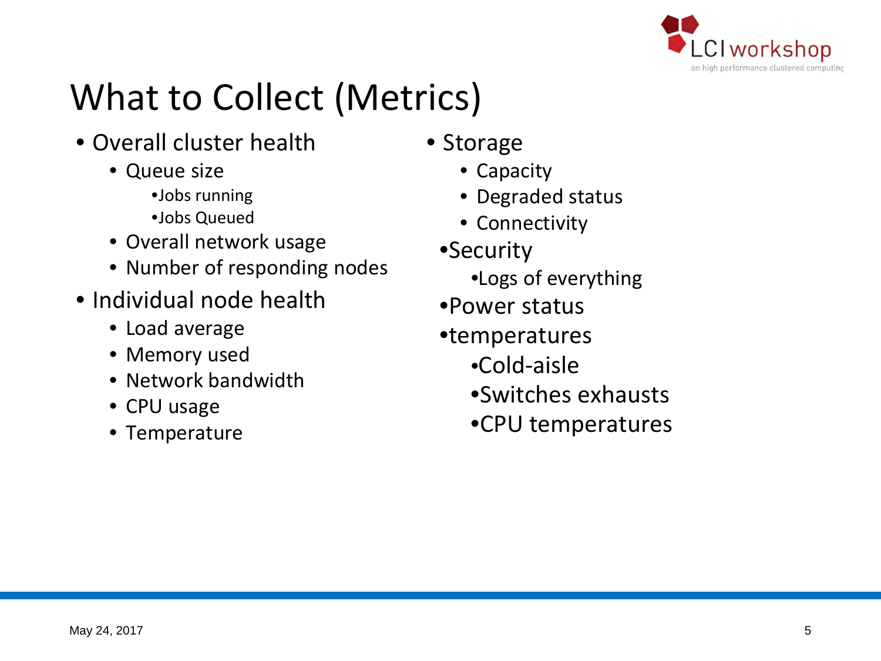# What to Collect (Metrics)

- Overall cluster health
  - Queue size
    - Jobs running
    - Jobs Queued
  - Overall network usage
  - Number of responding nodes
- Individual node health
  - Load average
  - Memory used
  - Network bandwidth
  - CPU usage
  - Temperature
- Storage
  - Capacity
  - Degraded status
  - Connectivity
- Security
  - Logs of everything
- Power status
- temperatures
  - Cold-aisle
  - Switches exhausts
  - CPU temperatures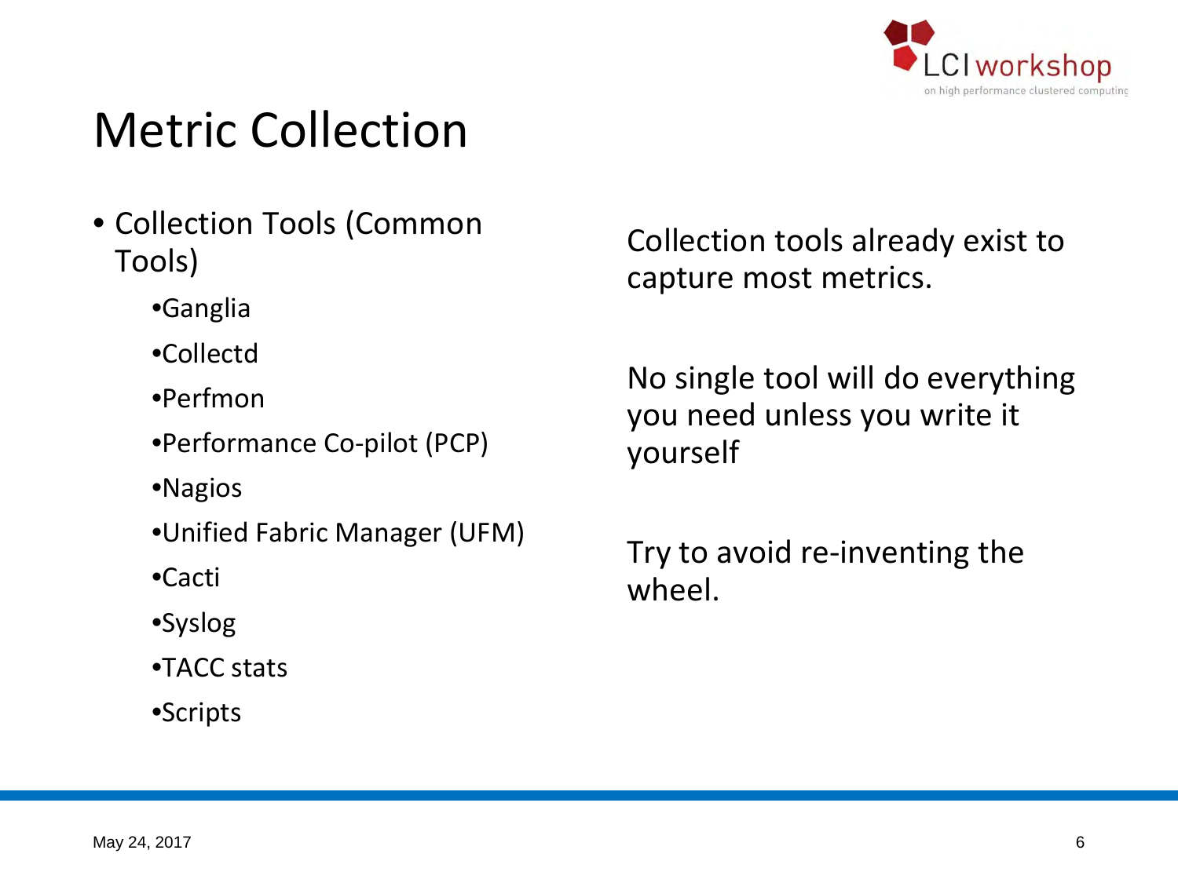# Metric Collection

- Collection Tools (Common Tools)
  - Ganglia
  - Collectd
  - Perfmon
  - Performance Co-pilot (PCP)
  - Nagios
  - Unified Fabric Manager (UFM)
  - Cacti
  - Syslog
  - TACC stats
  - Scripts

Collection tools already exist to capture most metrics.

No single tool will do everything you need unless you write it yourself

Try to avoid re-inventing the wheel.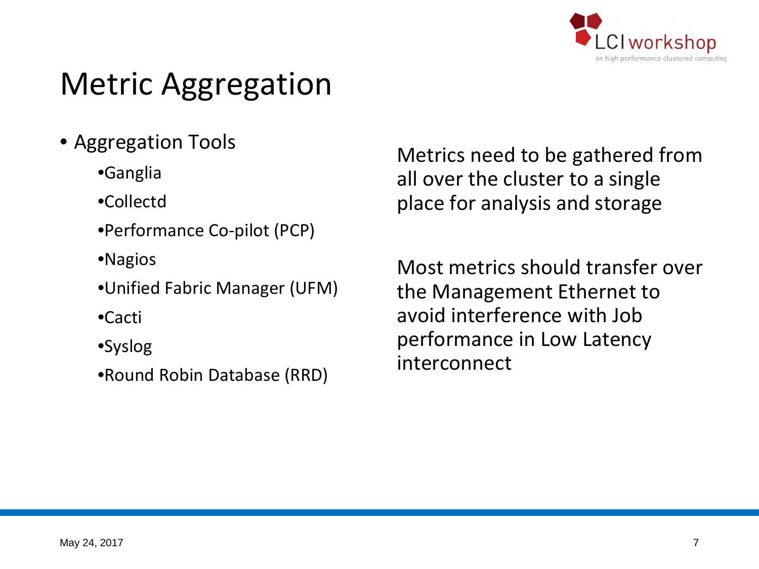# Metric Aggregation

- Aggregation Tools
  - Ganglia
  - Collectd
  - Performance Co-pilot (PCP)
  - Nagios
  - Unified Fabric Manager (UFM)
  - Cacti
  - Syslog
  - Round Robin Database (RRD)

Metrics need to be gathered from all over the cluster to a single place for analysis and storage

Most metrics should transfer over the Management Ethernet to avoid interference with Job performance in Low Latency interconnect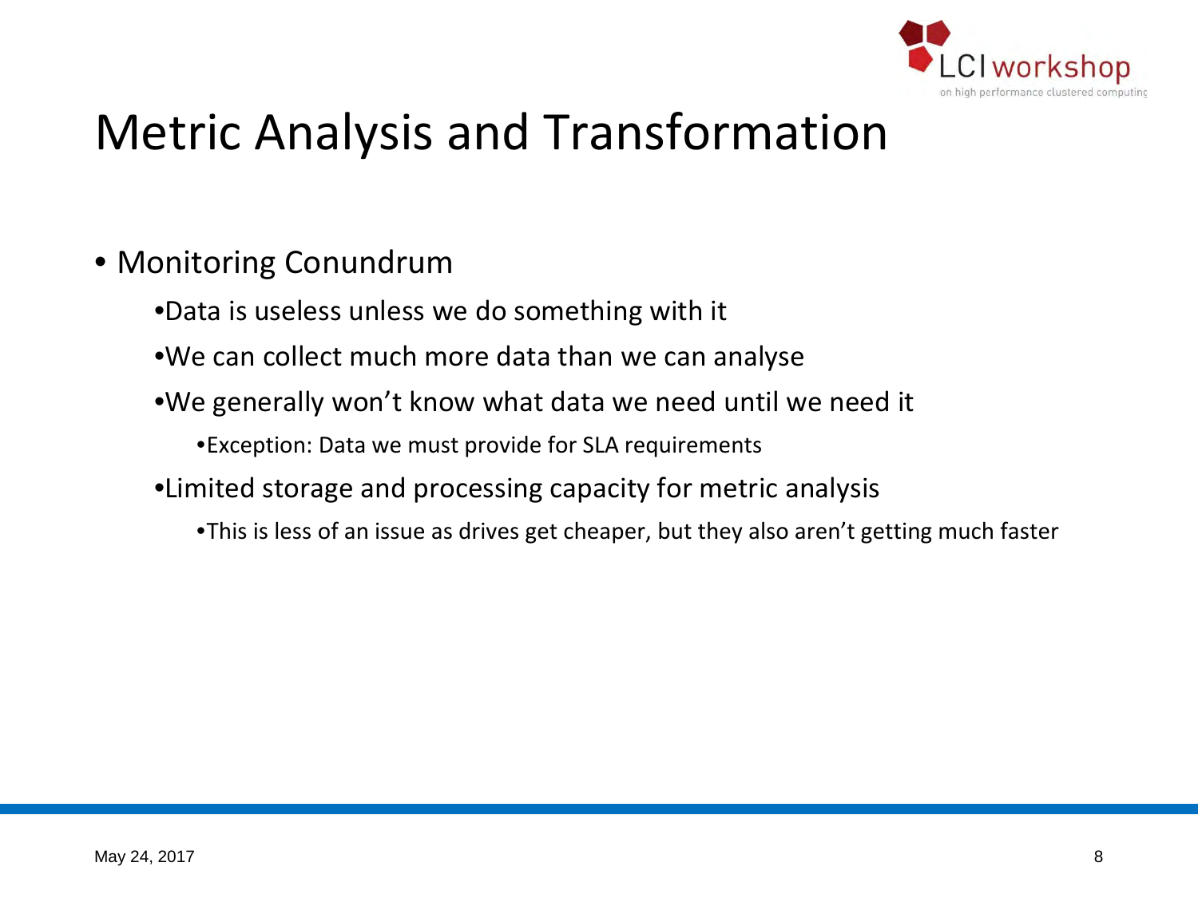# Metric Analysis and Transformation

- Monitoring Conundrum
  - Data is useless unless we do something with it
  - We can collect much more data than we can analyse
  - We generally won't know what data we need until we need it
    - Exception: Data we must provide for SLA requirements
  - Limited storage and processing capacity for metric analysis
    - This is less of an issue as drives get cheaper, but they also aren't getting much faster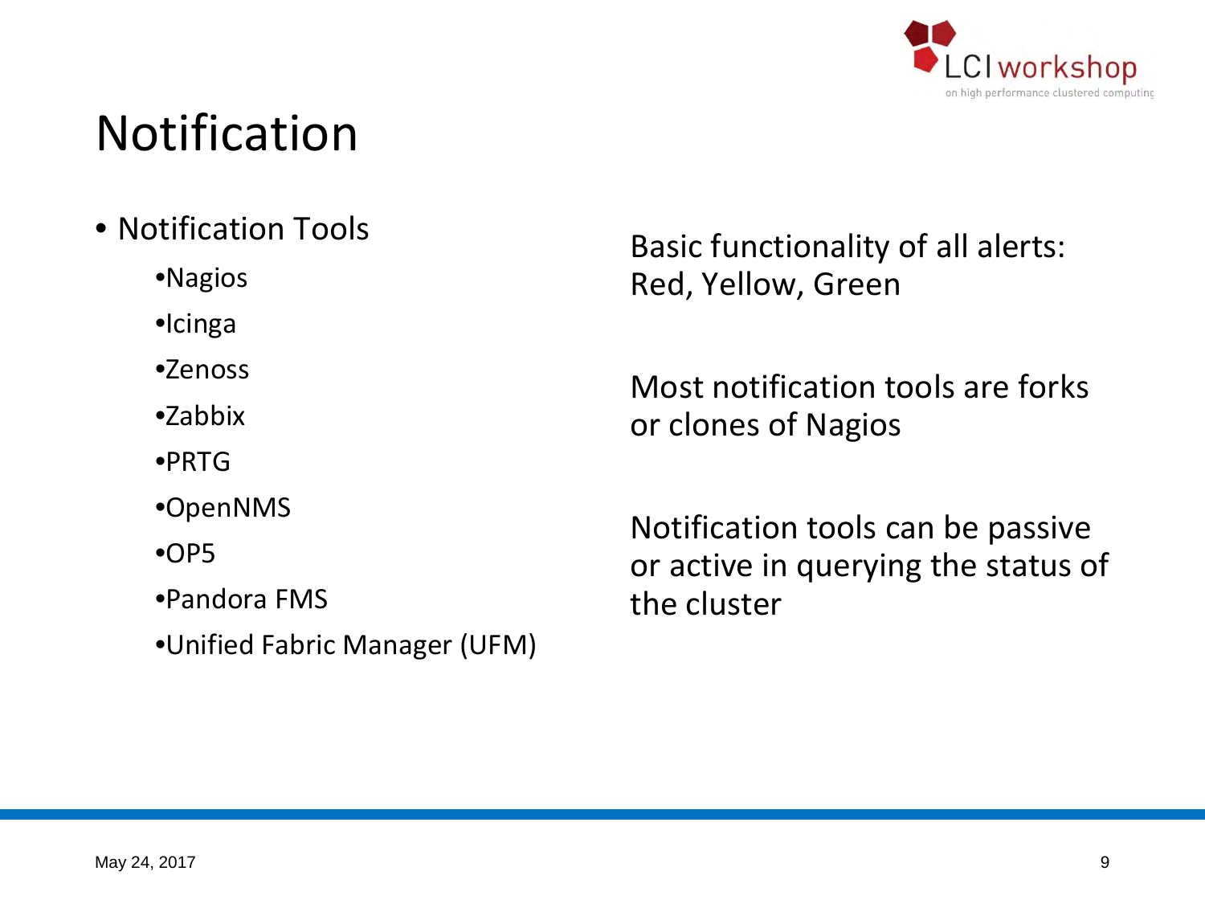# Notification

- Notification Tools
  - Nagios
  - Icinga
  - Zenoss
  - Zabbix
  - PRTG
  - OpenNMS
  - OP5
  - Pandora FMS
  - Unified Fabric Manager (UFM)

Basic functionality of all alerts: Red, Yellow, Green

Most notification tools are forks or clones of Nagios

Notification tools can be passive or active in querying the status of the cluster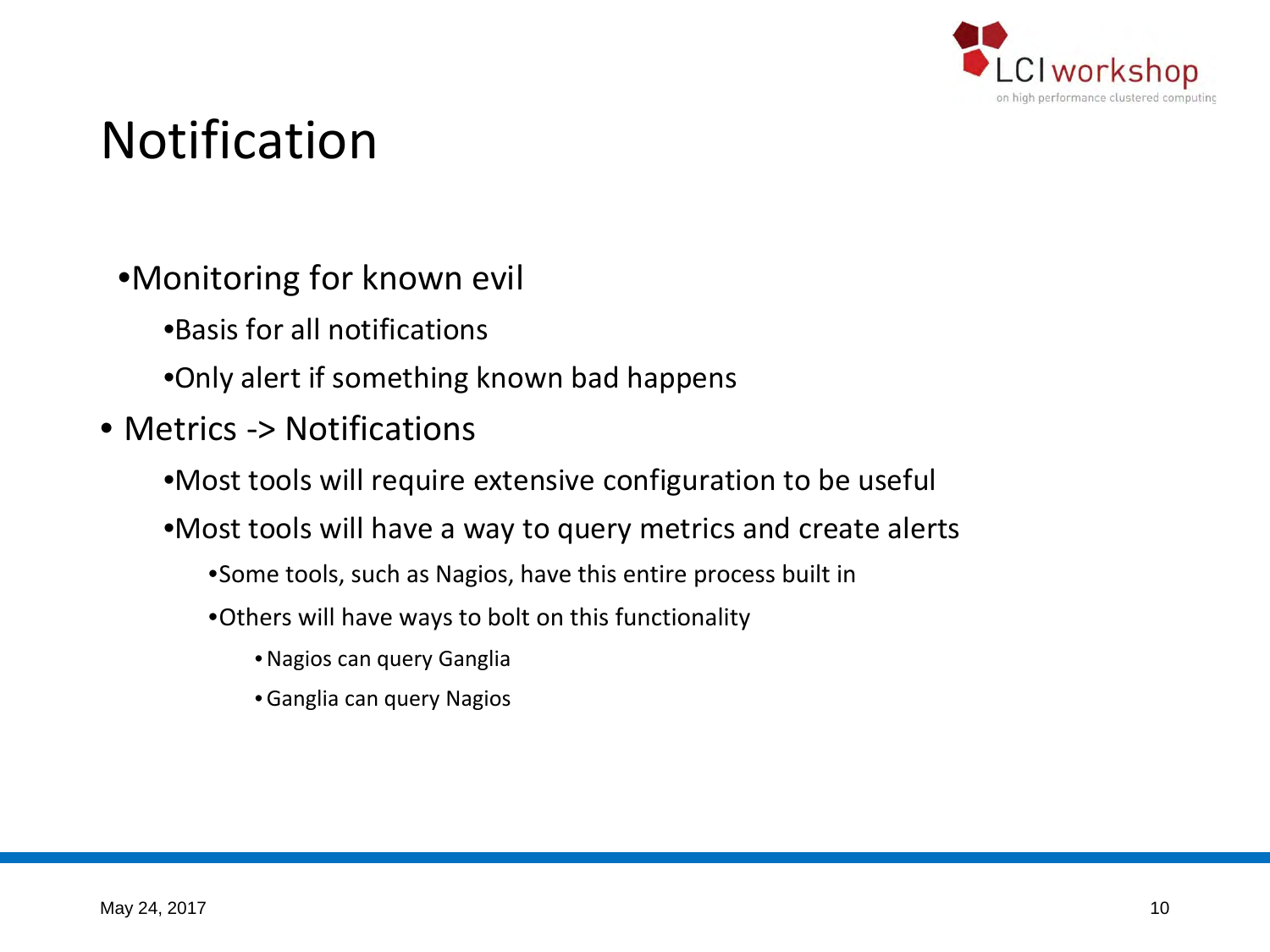# Notification

- Monitoring for known evil
  - Basis for all notifications
  - Only alert if something known bad happens
- Metrics -> Notifications
  - Most tools will require extensive configuration to be useful
  - Most tools will have a way to query metrics and create alerts
    - Some tools, such as Nagios, have this entire process built in
    - Others will have ways to bolt on this functionality
      - Nagios can query Ganglia
      - Ganglia can query Nagios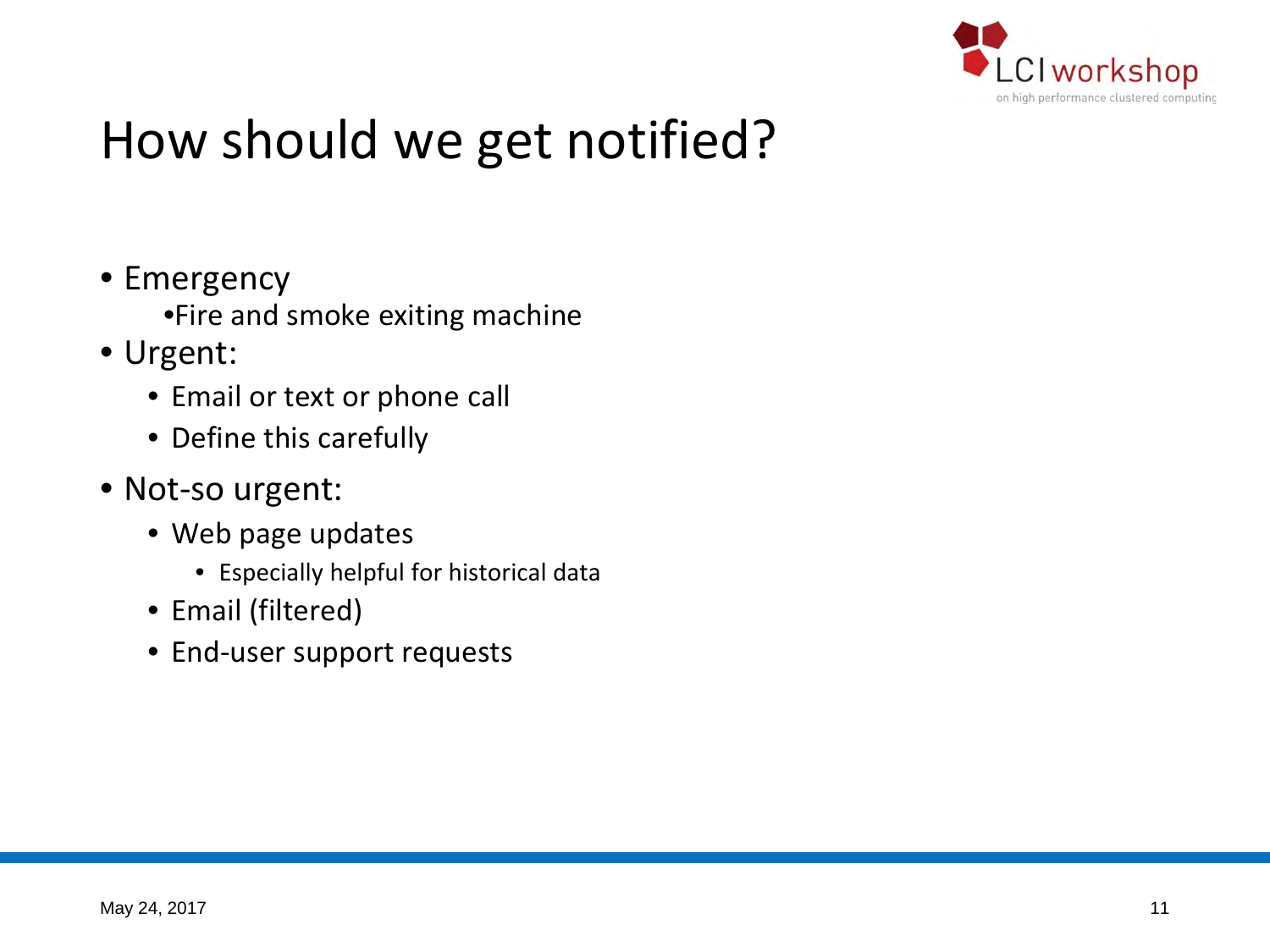# How should we get notified?

- Emergency
  - Fire and smoke exiting machine
- Urgent:
  - Email or text or phone call
  - Define this carefully
- Not-so urgent:
  - Web page updates
    - Especially helpful for historical data
  - Email (filtered)
  - End-user support requests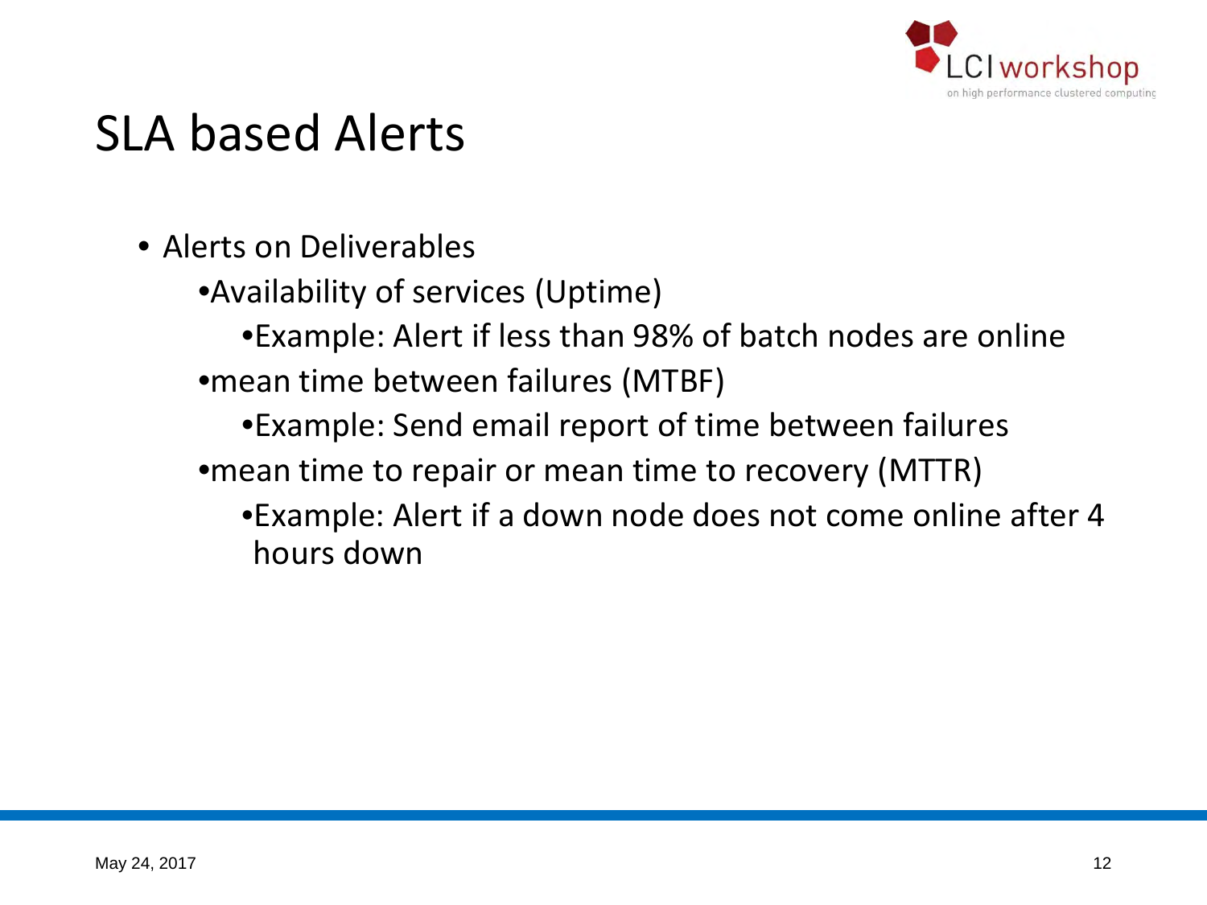# SLA based Alerts

- Alerts on Deliverables
  - Availability of services (Uptime)
    - Example: Alert if less than 98% of batch nodes are online
  - mean time between failures (MTBF)
    - Example: Send email report of time between failures
  - mean time to repair or mean time to recovery (MTTR)
    - Example: Alert if a down node does not come online after 4 hours down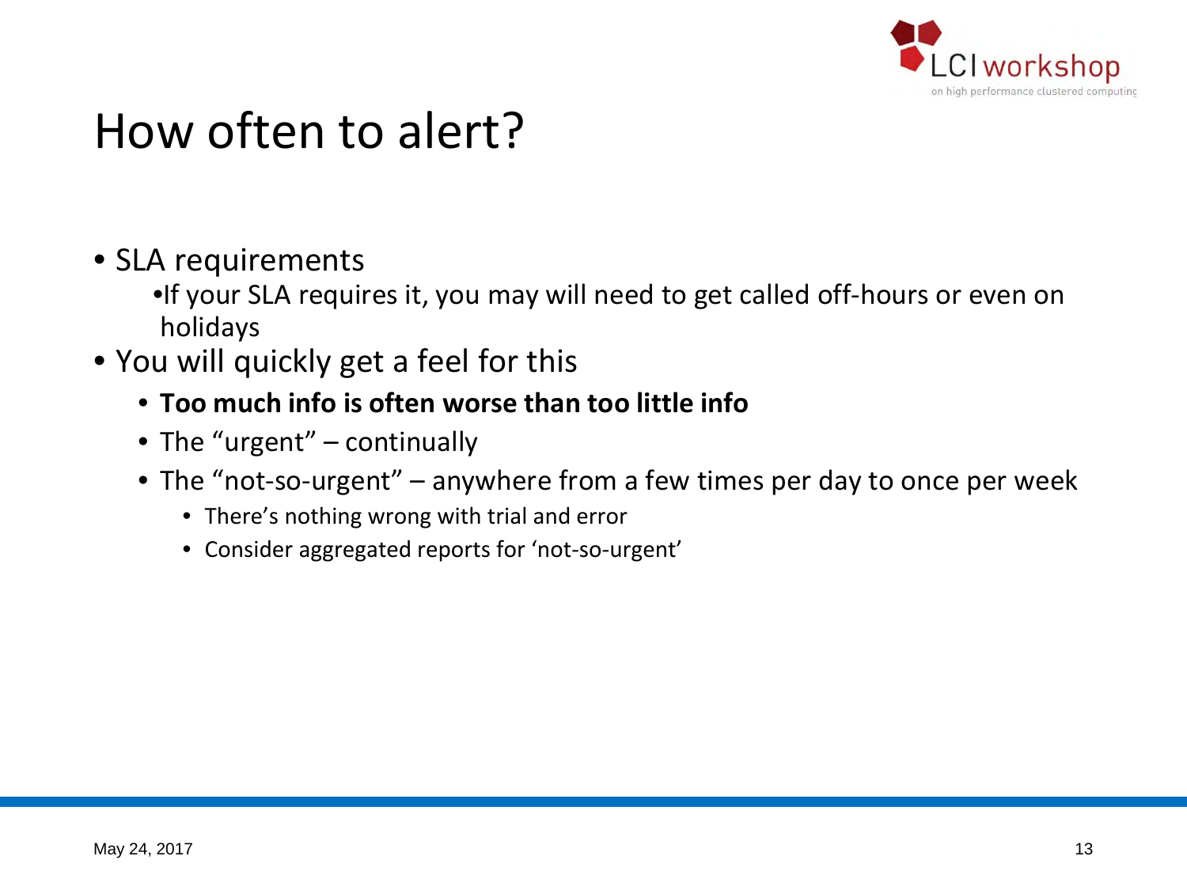# How often to alert?

- SLA requirements
  - If your SLA requires it, you may will need to get called off-hours or even on holidays
- You will quickly get a feel for this
  - **Too much info is often worse than too little info**
  - The “urgent” – continually
  - The “not-so-urgent” – anywhere from a few times per day to once per week
    - There’s nothing wrong with trial and error
    - Consider aggregated reports for ‘not-so-urgent’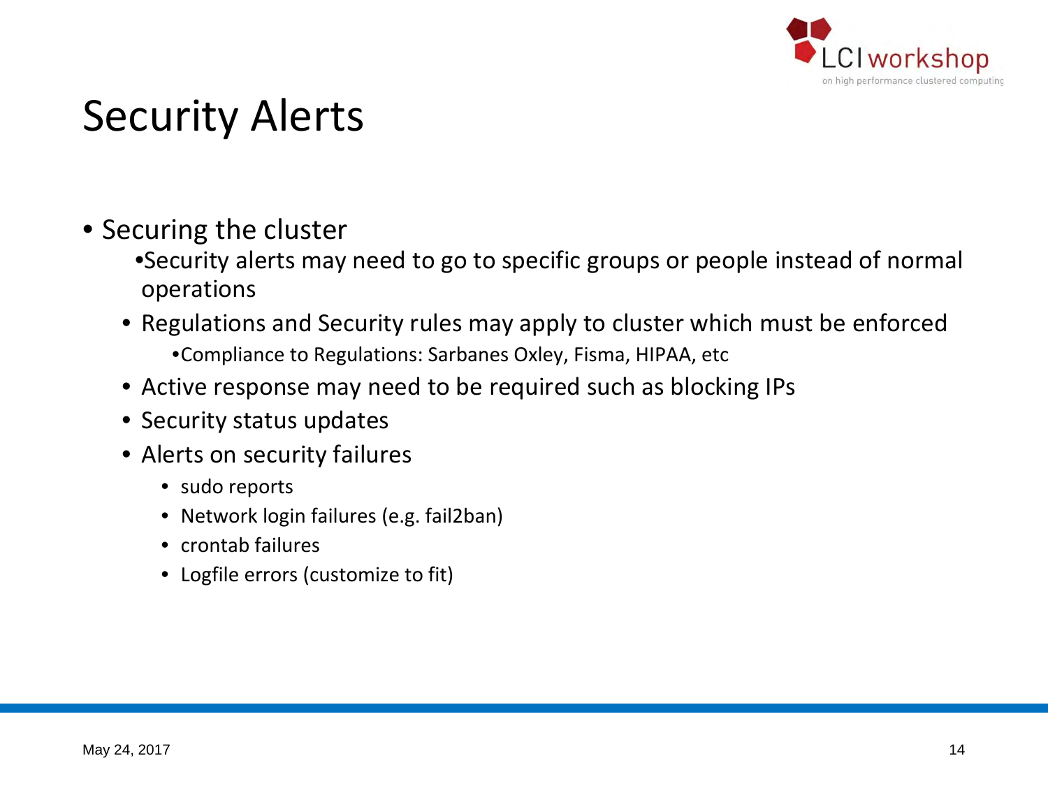# Security Alerts

- Securing the cluster
  - Security alerts may need to go to specific groups or people instead of normal operations
  - Regulations and Security rules may apply to cluster which must be enforced
    - Compliance to Regulations: Sarbanes Oxley, Fisma, HIPAA, etc
  - Active response may need to be required such as blocking IPs
  - Security status updates
  - Alerts on security failures
    - sudo reports
    - Network login failures (e.g. fail2ban)
    - crontab failures
    - Logfile errors (customize to fit)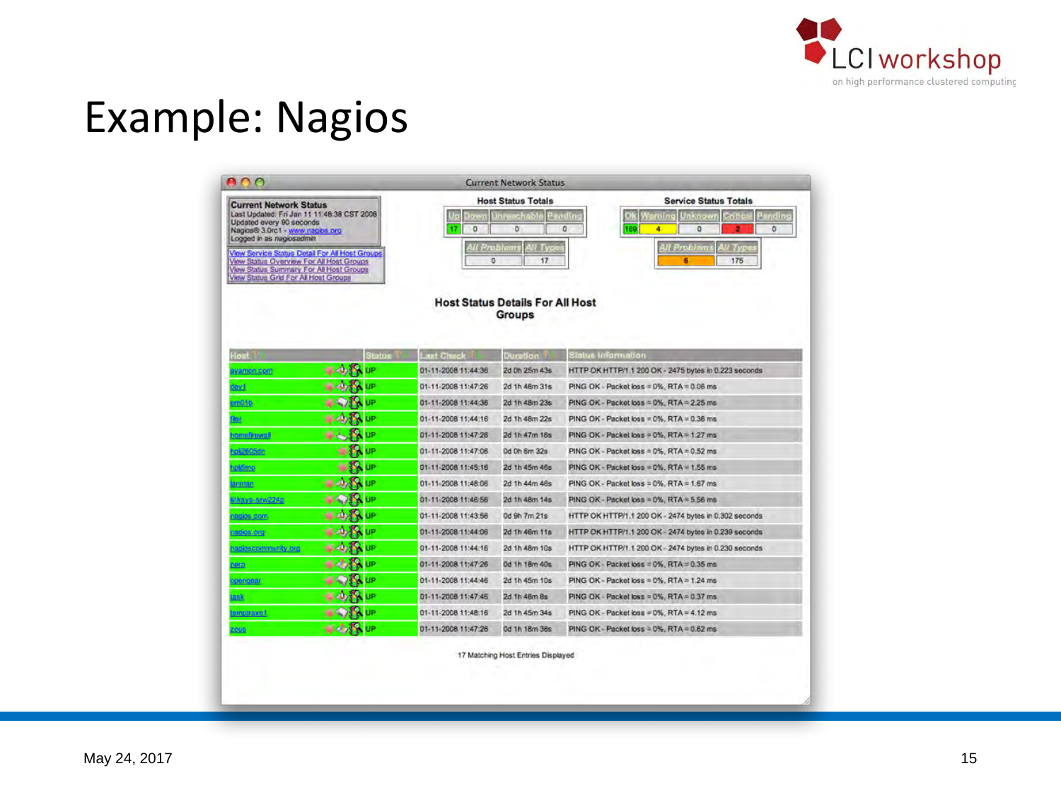# Example: Nagios

Current Network Status

**Current Network Status**
Last Updated: Fri Jan 11 11:48:38 CST 2008
Updated every 90 seconds
Nagios® 3.0rc1 - www.nagios.org
Logged in as nagiosadmin

View Service Status Detail For All Host Groups
View Status Overview For All Host Groups
View Status Summary For All Host Groups
View Status Grid For All Host Groups

**Host Status Totals**

| Up | Down | Unreachable | Pending |
|---|---|---|---|
| 17 | 0 | 0 | 0 |

| All Problems | All Types |
|---|---|
| 0 | 17 |

**Service Status Totals**

| Ok | Warning | Unknown | Critical | Pending |
|---|---|---|---|---|
| 169 | 4 | 0 | 2 | 0 |

| All Problems | All Types |
|---|---|
| 6 | 175 |

**Host Status Details For All Host Groups**

| Host | Status | Last Check | Duration | Status Information |
|---|---|---|---|---|
| ayamon.com | UP | 01-11-2008 11:44:36 | 2d 0h 25m 43s | HTTP OK HTTP/1.1 200 OK - 2475 bytes in 0.223 seconds |
| dev1 | UP | 01-11-2008 11:47:26 | 2d 1h 48m 31s | PING OK - Packet loss = 0%, RTA = 0.06 ms |
| em01b | UP | 01-11-2008 11:44:36 | 2d 1h 48m 23s | PING OK - Packet loss = 0%, RTA = 2.25 ms |
| filer | UP | 01-11-2008 11:44:16 | 2d 1h 48m 22s | PING OK - Packet loss = 0%, RTA = 0.38 ms |
| homefirewall | UP | 01-11-2008 11:47:26 | 2d 1h 47m 16s | PING OK - Packet loss = 0%, RTA = 1.27 ms |
| hpl2605dn | UP | 01-11-2008 11:47:06 | 0d 0h 6m 32s | PING OK - Packet loss = 0%, RTA = 0.52 ms |
| hpl6mp | UP | 01-11-2008 11:45:16 | 2d 1h 45m 46s | PING OK - Packet loss = 0%, RTA = 1.55 ms |
| lanman | UP | 01-11-2008 11:48:06 | 2d 1h 44m 46s | PING OK - Packet loss = 0%, RTA = 1.67 ms |
| linksys-srw224p | UP | 01-11-2008 11:46:56 | 2d 1h 48m 14s | PING OK - Packet loss = 0%, RTA = 5.56 ms |
| nagios.com | UP | 01-11-2008 11:43:56 | 0d 9h 7m 21s | HTTP OK HTTP/1.1 200 OK - 2474 bytes in 0.302 seconds |
| nagios.org | UP | 01-11-2008 11:44:06 | 2d 1h 46m 11s | HTTP OK HTTP/1.1 200 OK - 2474 bytes in 0.239 seconds |
| nagioscommunity.org | UP | 01-11-2008 11:44:16 | 2d 1h 48m 10s | HTTP OK HTTP/1.1 200 OK - 2474 bytes in 0.230 seconds |
| nero | UP | 01-11-2008 11:47:26 | 0d 1h 18m 40s | PING OK - Packet loss = 0%, RTA = 0.35 ms |
| opengear | UP | 01-11-2008 11:44:46 | 2d 1h 45m 10s | PING OK - Packet loss = 0%, RTA = 1.24 ms |
| task | UP | 01-11-2008 11:47:46 | 2d 1h 48m 8s | PING OK - Packet loss = 0%, RTA = 0.37 ms |
| tempgrave1 | UP | 01-11-2008 11:48:16 | 2d 1h 45m 34s | PING OK - Packet loss = 0%, RTA = 4.12 ms |
| zeus | UP | 01-11-2008 11:47:26 | 0d 1h 18m 36s | PING OK - Packet loss = 0%, RTA = 0.62 ms |

17 Matching Host Entries Displayed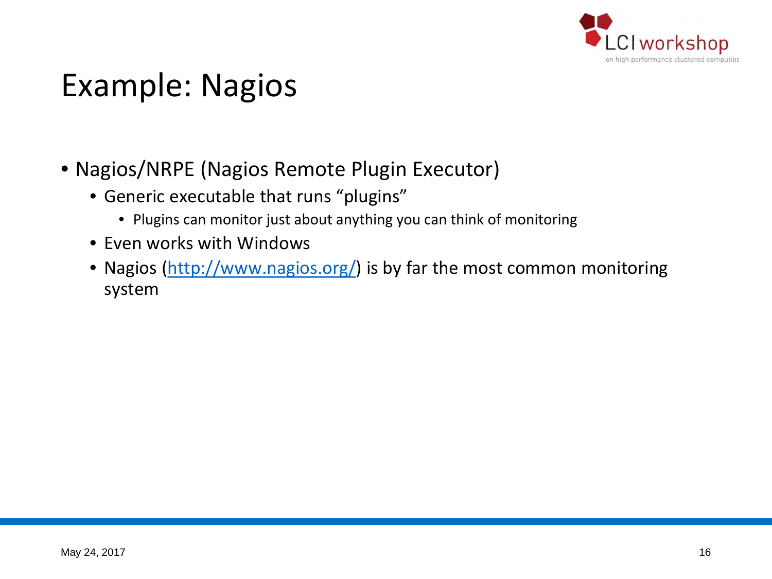# Example: Nagios

- Nagios/NRPE (Nagios Remote Plugin Executor)
  - Generic executable that runs “plugins”
    - Plugins can monitor just about anything you can think of monitoring
  - Even works with Windows
  - Nagios (http://www.nagios.org/) is by far the most common monitoring system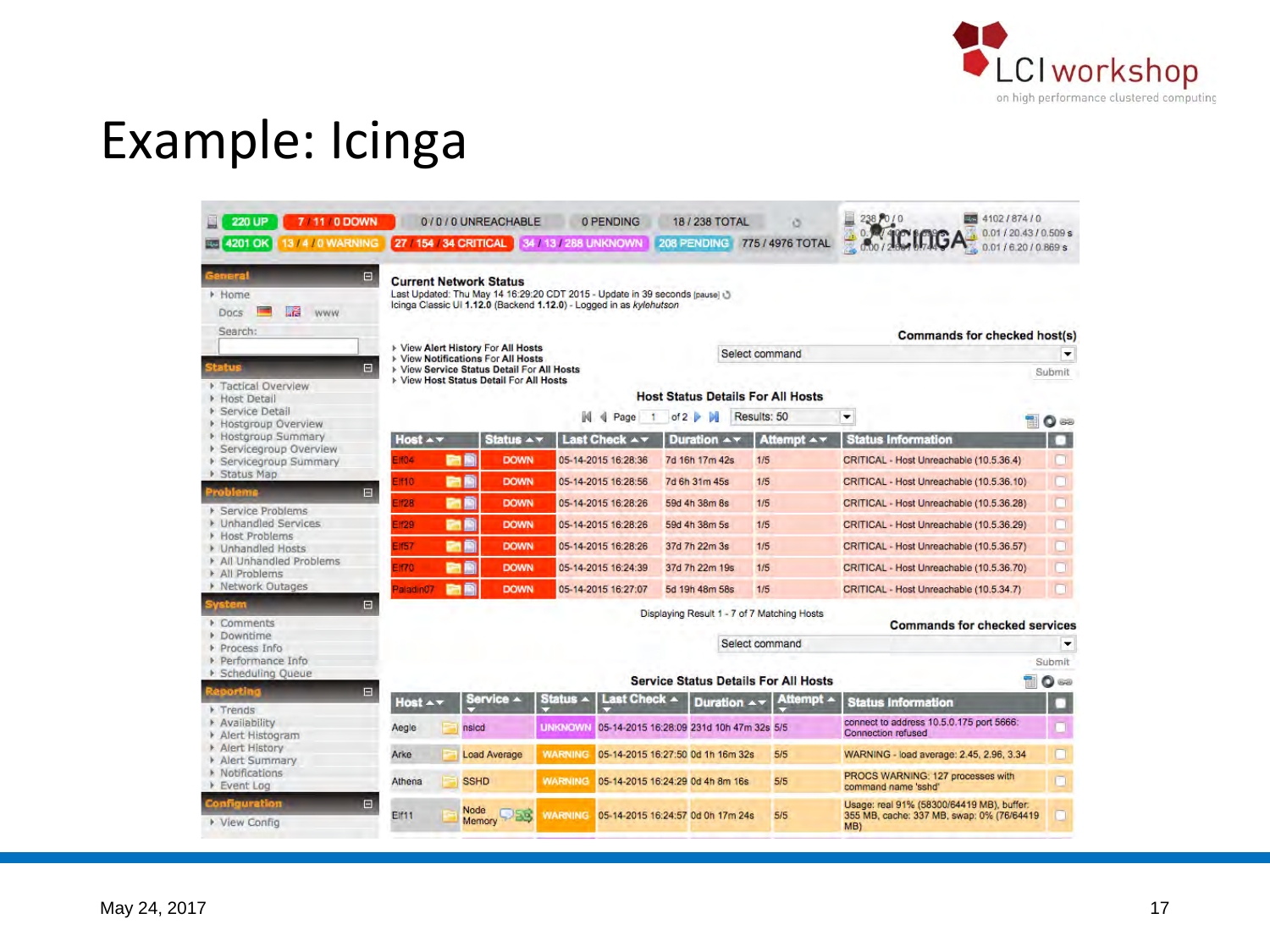# Example: Icinga

| 220 UP | 7 / 11 / 0 DOWN | 0 / 0 / 0 UNREACHABLE | 0 PENDING | 18 / 238 TOTAL |
|---|---|---|---|---|
| 4201 OK | 13 / 4 / 0 WARNING | 27 / 154 / 34 CRITICAL | 34 / 13 / 288 UNKNOWN | 208 PENDING | 775 / 4976 TOTAL |

**General**
- Home
- Docs  www
- Search:

**Status**
- Tactical Overview
- Host Detail
- Service Detail
- Hostgroup Overview
- Hostgroup Summary
- Servicegroup Overview
- Servicegroup Summary
- Status Map

**Problems**
- Service Problems
- Unhandled Services
- Host Problems
- Unhandled Hosts
- All Unhandled Problems
- All Problems
- Network Outages

**System**
- Comments
- Downtime
- Process Info
- Performance Info
- Scheduling Queue

**Reporting**
- Trends
- Availability
- Alert Histogram
- Alert History
- Alert Summary
- Notifications
- Event Log

**Configuration**
- View Config

**Current Network Status**

Last Updated: Thu May 14 16:29:20 CDT 2015 - Update in 39 seconds [pause]
Icinga Classic UI **1.12.0** (Backend **1.12.0**) - Logged in as *kylehutson*

- View Alert History For All Hosts
- View Notifications For All Hosts
- View Service Status Detail For All Hosts
- View Host Status Detail For All Hosts

**Commands for checked host(s)**

**Host Status Details For All Hosts**

| Host | Status | Last Check | Duration | Attempt | Status Information |
|---|---|---|---|---|---|
| Elf04 | DOWN | 05-14-2015 16:28:36 | 7d 16h 17m 42s | 1/5 | CRITICAL - Host Unreachable (10.5.36.4) |
| Elf10 | DOWN | 05-14-2015 16:28:56 | 7d 6h 31m 45s | 1/5 | CRITICAL - Host Unreachable (10.5.36.10) |
| Elf28 | DOWN | 05-14-2015 16:28:26 | 59d 4h 38m 8s | 1/5 | CRITICAL - Host Unreachable (10.5.36.28) |
| Elf29 | DOWN | 05-14-2015 16:28:26 | 59d 4h 38m 5s | 1/5 | CRITICAL - Host Unreachable (10.5.36.29) |
| Elf57 | DOWN | 05-14-2015 16:28:26 | 37d 7h 22m 3s | 1/5 | CRITICAL - Host Unreachable (10.5.36.57) |
| Elf70 | DOWN | 05-14-2015 16:24:39 | 37d 7h 22m 19s | 1/5 | CRITICAL - Host Unreachable (10.5.36.70) |
| Paladin07 | DOWN | 05-14-2015 16:27:07 | 5d 19h 48m 58s | 1/5 | CRITICAL - Host Unreachable (10.5.34.7) |

Displaying Result 1 - 7 of 7 Matching Hosts

**Commands for checked services**

**Service Status Details For All Hosts**

| Host | Service | Status | Last Check | Duration | Attempt | Status Information |
|---|---|---|---|---|---|---|
| Aegle | nslcd | UNKNOWN | 05-14-2015 16:28:09 | 231d 10h 47m 32s | 5/5 | connect to address 10.5.0.175 port 5666: Connection refused |
| Arke | Load Average | WARNING | 05-14-2015 16:27:50 | 0d 1h 16m 32s | 5/5 | WARNING - load average: 2.45, 2.96, 3.34 |
| Athena | SSHD | WARNING | 05-14-2015 16:24:29 | 0d 4h 8m 16s | 5/5 | PROCS WARNING: 127 processes with command name 'sshd' |
| Elf11 | Node Memory | WARNING | 05-14-2015 16:24:57 | 0d 0h 17m 24s | 5/5 | Usage: real 91% (58300/64419 MB), buffer: 355 MB, cache: 337 MB, swap: 0% (76/64419 MB) |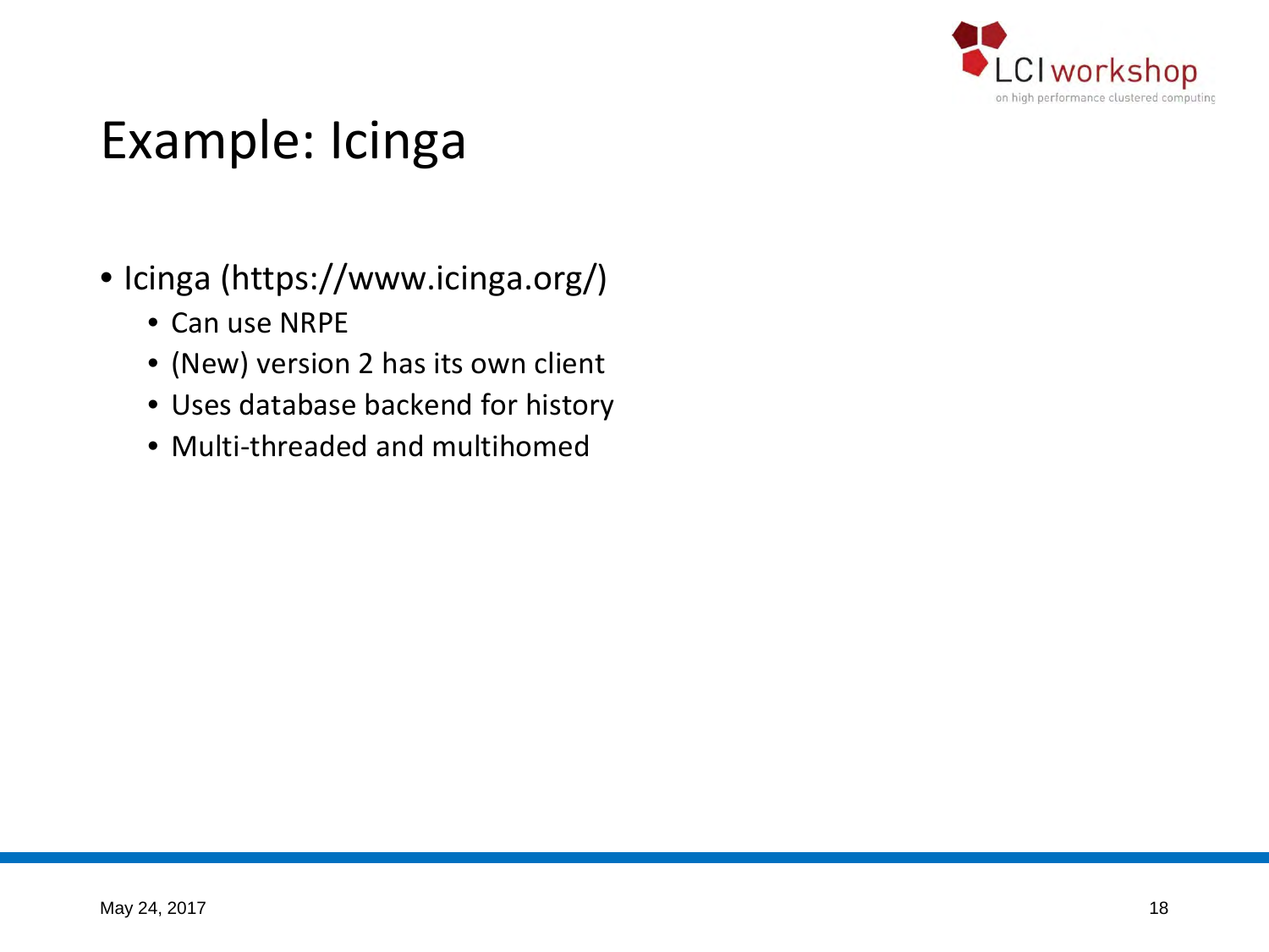# Example: Icinga

- Icinga (https://www.icinga.org/)
  - Can use NRPE
  - (New) version 2 has its own client
  - Uses database backend for history
  - Multi-threaded and multihomed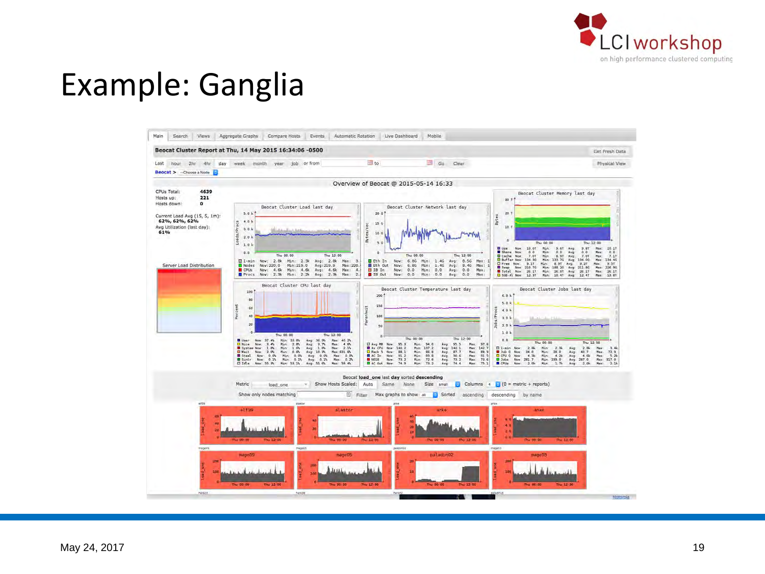# Example: Ganglia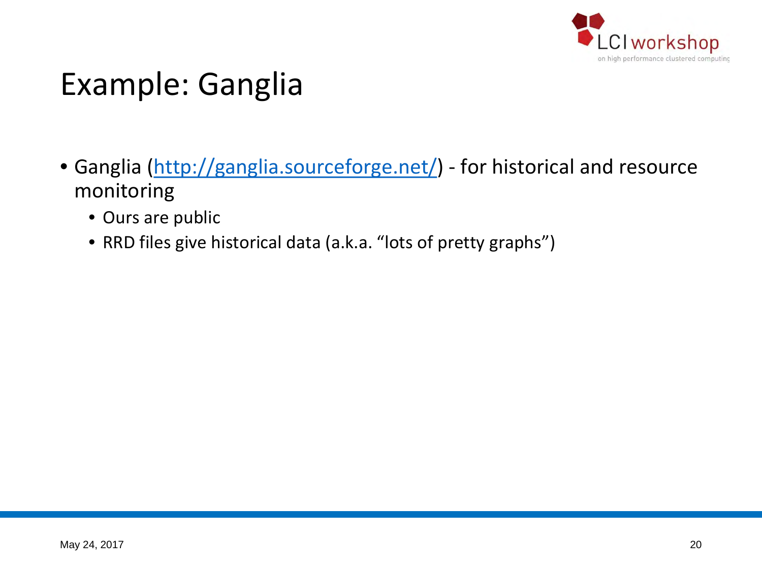# Example: Ganglia

- Ganglia (http://ganglia.sourceforge.net/) - for historical and resource monitoring
  - Ours are public
  - RRD files give historical data (a.k.a. "lots of pretty graphs")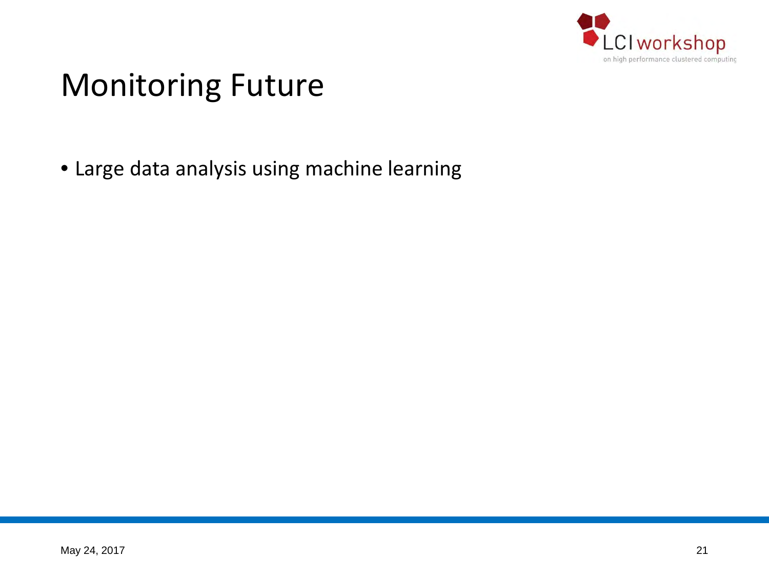# Monitoring Future

- Large data analysis using machine learning